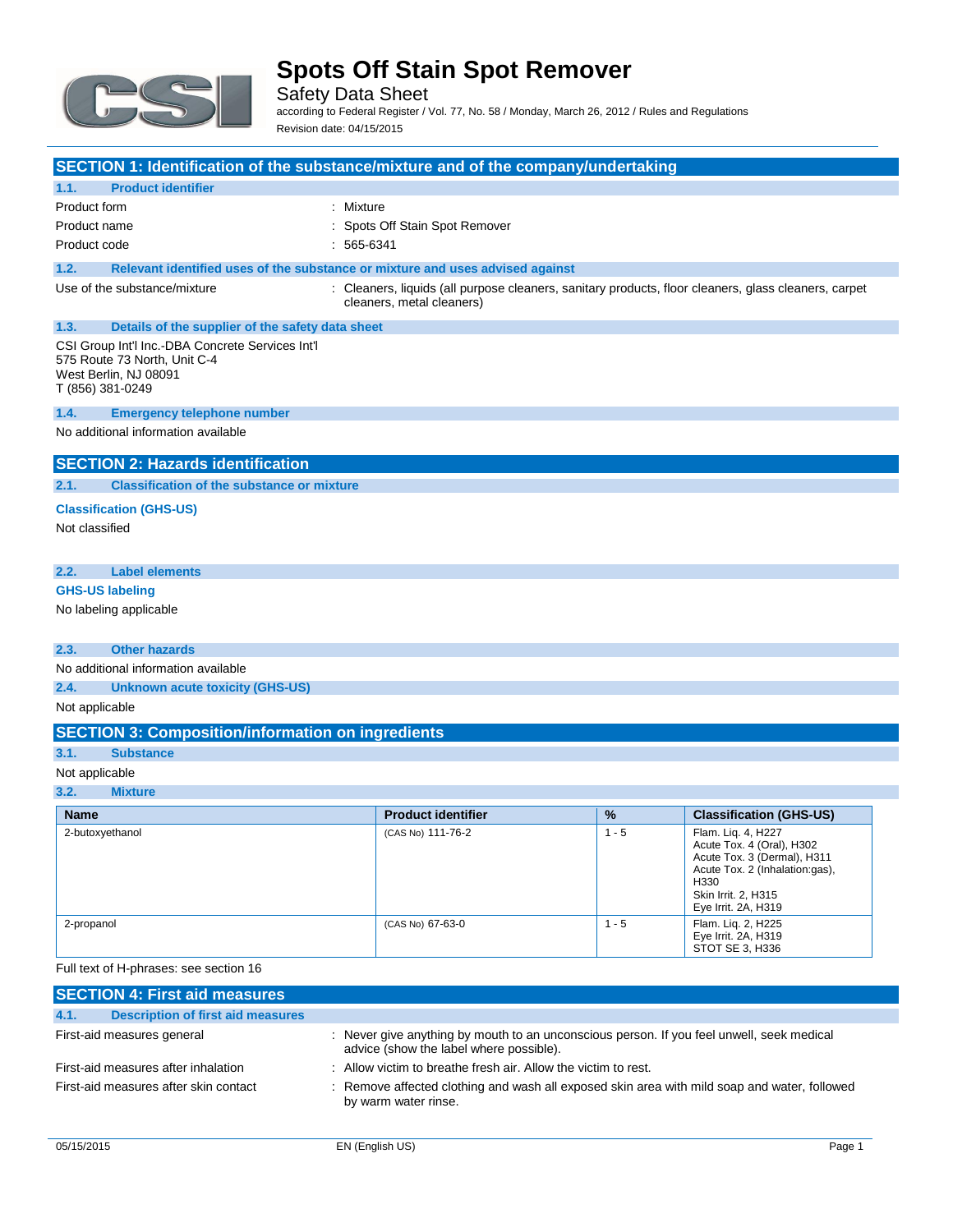# Spots Off Stain Spot Remover

Safety Data Sheet

according to Federal Register / Vol. 77, No. 58 / Monday, March 26, 2012 / Rules and Regulations

Revision date: 04/15/2015

## SECTION 1: Identification of the substance/mixture and of the company/undertaking

### 1.1. Product identifier

| | |
|---|---|
| Product form | : Mixture |
| Product name | : Spots Off Stain Spot Remover |
| Product code | : 565-6341 |

### 1.2. Relevant identified uses of the substance or mixture and uses advised against

| | |
|---|---|
| Use of the substance/mixture | : Cleaners, liquids (all purpose cleaners, sanitary products, floor cleaners, glass cleaners, carpet cleaners, metal cleaners) |

### 1.3. Details of the supplier of the safety data sheet

CSI Group Int'l Inc.-DBA Concrete Services Int'l
575 Route 73 North, Unit C-4
West Berlin, NJ 08091
T (856) 381-0249

### 1.4. Emergency telephone number

No additional information available

## SECTION 2: Hazards identification

### 2.1. Classification of the substance or mixture

**Classification (GHS-US)**

Not classified

### 2.2. Label elements

**GHS-US labeling**

No labeling applicable

### 2.3. Other hazards

No additional information available

### 2.4. Unknown acute toxicity (GHS-US)

Not applicable

## SECTION 3: Composition/information on ingredients

### 3.1. Substance

Not applicable

### 3.2. Mixture

| Name | Product identifier | % | Classification (GHS-US) |
|---|---|---|---|
| 2-butoxyethanol | (CAS No) 111-76-2 | 1 - 5 | Flam. Liq. 4, H227<br>Acute Tox. 4 (Oral), H302<br>Acute Tox. 3 (Dermal), H311<br>Acute Tox. 2 (Inhalation:gas), H330<br>Skin Irrit. 2, H315<br>Eye Irrit. 2A, H319 |
| 2-propanol | (CAS No) 67-63-0 | 1 - 5 | Flam. Liq. 2, H225<br>Eye Irrit. 2A, H319<br>STOT SE 3, H336 |

Full text of H-phrases: see section 16

## SECTION 4: First aid measures

### 4.1. Description of first aid measures

| | |
|---|---|
| First-aid measures general | : Never give anything by mouth to an unconscious person. If you feel unwell, seek medical advice (show the label where possible). |
| First-aid measures after inhalation | : Allow victim to breathe fresh air. Allow the victim to rest. |
| First-aid measures after skin contact | : Remove affected clothing and wash all exposed skin area with mild soap and water, followed by warm water rinse. |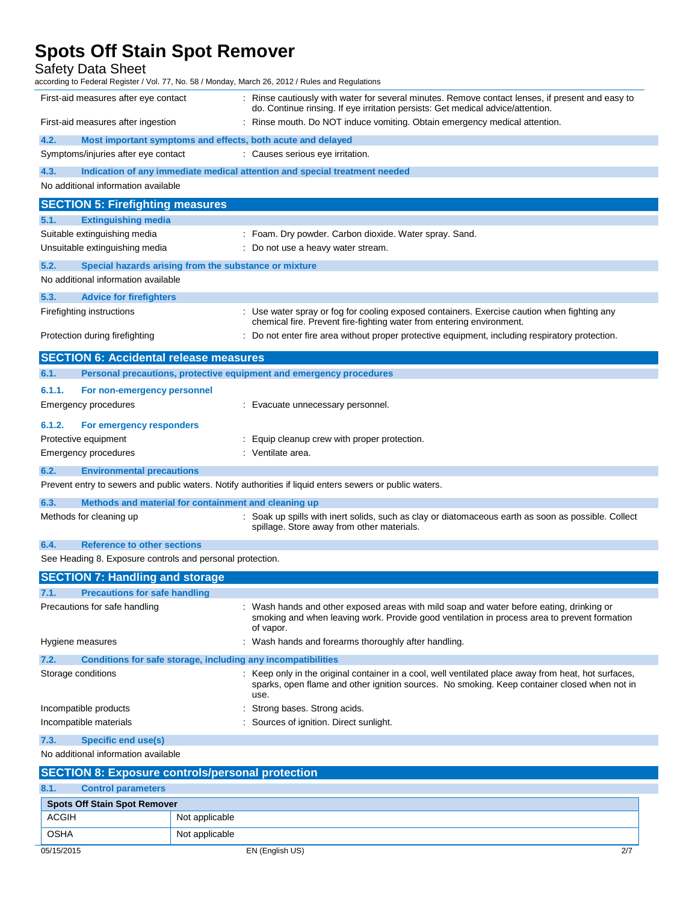| | |
|---|---|
| First-aid measures after eye contact | : Rinse cautiously with water for several minutes. Remove contact lenses, if present and easy to do. Continue rinsing. If eye irritation persists: Get medical advice/attention. |
| First-aid measures after ingestion | : Rinse mouth. Do NOT induce vomiting. Obtain emergency medical attention. |

### 4.2. Most important symptoms and effects, both acute and delayed

| | |
|---|---|
| Symptoms/injuries after eye contact | : Causes serious eye irritation. |

### 4.3. Indication of any immediate medical attention and special treatment needed

No additional information available

## SECTION 5: Firefighting measures

### 5.1. Extinguishing media

| | |
|---|---|
| Suitable extinguishing media | : Foam. Dry powder. Carbon dioxide. Water spray. Sand. |
| Unsuitable extinguishing media | : Do not use a heavy water stream. |

### 5.2. Special hazards arising from the substance or mixture

No additional information available

### 5.3. Advice for firefighters

| | |
|---|---|
| Firefighting instructions | : Use water spray or fog for cooling exposed containers. Exercise caution when fighting any chemical fire. Prevent fire-fighting water from entering environment. |
| Protection during firefighting | : Do not enter fire area without proper protective equipment, including respiratory protection. |

## SECTION 6: Accidental release measures

### 6.1. Personal precautions, protective equipment and emergency procedures

#### 6.1.1. For non-emergency personnel

| | |
|---|---|
| Emergency procedures | : Evacuate unnecessary personnel. |

#### 6.1.2. For emergency responders

| | |
|---|---|
| Protective equipment | : Equip cleanup crew with proper protection. |
| Emergency procedures | : Ventilate area. |

### 6.2. Environmental precautions

Prevent entry to sewers and public waters. Notify authorities if liquid enters sewers or public waters.

### 6.3. Methods and material for containment and cleaning up

| | |
|---|---|
| Methods for cleaning up | : Soak up spills with inert solids, such as clay or diatomaceous earth as soon as possible. Collect spillage. Store away from other materials. |

### 6.4. Reference to other sections

See Heading 8. Exposure controls and personal protection.

## SECTION 7: Handling and storage

### 7.1. Precautions for safe handling

| | |
|---|---|
| Precautions for safe handling | : Wash hands and other exposed areas with mild soap and water before eating, drinking or smoking and when leaving work. Provide good ventilation in process area to prevent formation of vapor. |
| Hygiene measures | : Wash hands and forearms thoroughly after handling. |

### 7.2. Conditions for safe storage, including any incompatibilities

| | |
|---|---|
| Storage conditions | : Keep only in the original container in a cool, well ventilated place away from heat, hot surfaces, sparks, open flame and other ignition sources. No smoking. Keep container closed when not in use. |
| Incompatible products | : Strong bases. Strong acids. |
| Incompatible materials | : Sources of ignition. Direct sunlight. |

### 7.3. Specific end use(s)

No additional information available

## SECTION 8: Exposure controls/personal protection

### 8.1. Control parameters

| Spots Off Stain Spot Remover | |
|---|---|
| ACGIH | Not applicable |
| OSHA | Not applicable |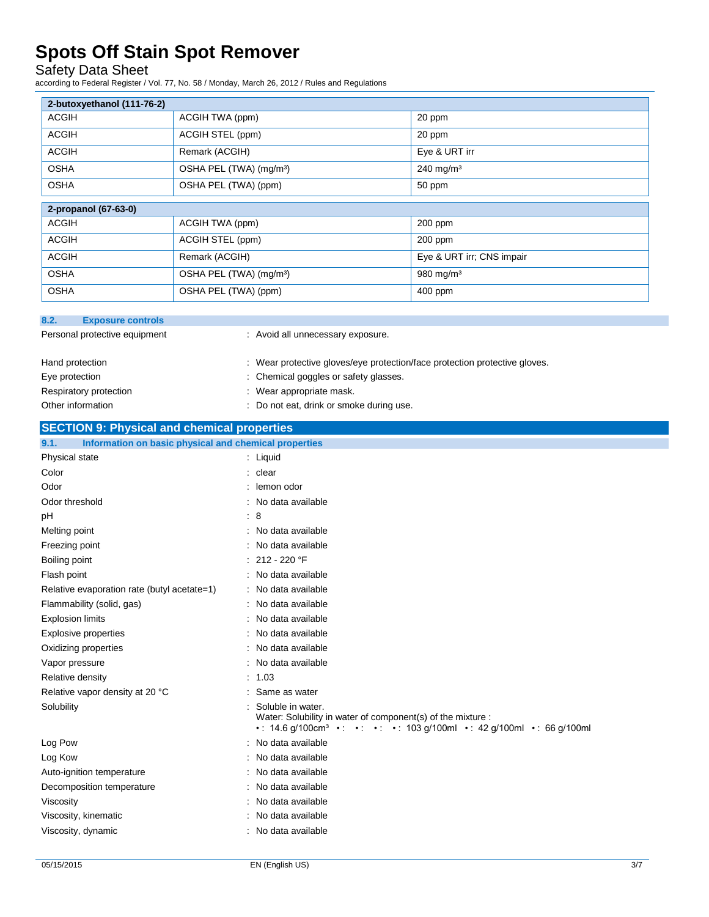| 2-butoxyethanol (111-76-2) | | |
|---|---|---|
| ACGIH | ACGIH TWA (ppm) | 20 ppm |
| ACGIH | ACGIH STEL (ppm) | 20 ppm |
| ACGIH | Remark (ACGIH) | Eye & URT irr |
| OSHA | OSHA PEL (TWA) (mg/m³) | 240 mg/m³ |
| OSHA | OSHA PEL (TWA) (ppm) | 50 ppm |

| 2-propanol (67-63-0) | | |
|---|---|---|
| ACGIH | ACGIH TWA (ppm) | 200 ppm |
| ACGIH | ACGIH STEL (ppm) | 200 ppm |
| ACGIH | Remark (ACGIH) | Eye & URT irr; CNS impair |
| OSHA | OSHA PEL (TWA) (mg/m³) | 980 mg/m³ |
| OSHA | OSHA PEL (TWA) (ppm) | 400 ppm |

### 8.2. Exposure controls

Personal protective equipment : Avoid all unnecessary exposure.

Hand protection : Wear protective gloves/eye protection/face protection protective gloves.

Eye protection : Chemical goggles or safety glasses.

Respiratory protection : Wear appropriate mask.

Other information : Do not eat, drink or smoke during use.

## SECTION 9: Physical and chemical properties

### 9.1. Information on basic physical and chemical properties

Physical state : Liquid

Color : clear

Odor : lemon odor

Odor threshold : No data available

pH : 8

Melting point : No data available

Freezing point : No data available

Boiling point : 212 - 220 °F

Flash point : No data available

Relative evaporation rate (butyl acetate=1) : No data available

Flammability (solid, gas) : No data available

Explosion limits : No data available

Explosive properties : No data available

Oxidizing properties : No data available

Vapor pressure : No data available

Relative density : 1.03

Relative vapor density at 20 °C : Same as water

Solubility : Soluble in water.
Water: Solubility in water of component(s) of the mixture :
• : 14.6 g/100cm³ • : • : • : • : 103 g/100ml • : 42 g/100ml • : 66 g/100ml

Log Pow : No data available

Log Kow : No data available

Auto-ignition temperature : No data available

Decomposition temperature : No data available

Viscosity : No data available

Viscosity, kinematic : No data available

Viscosity, dynamic : No data available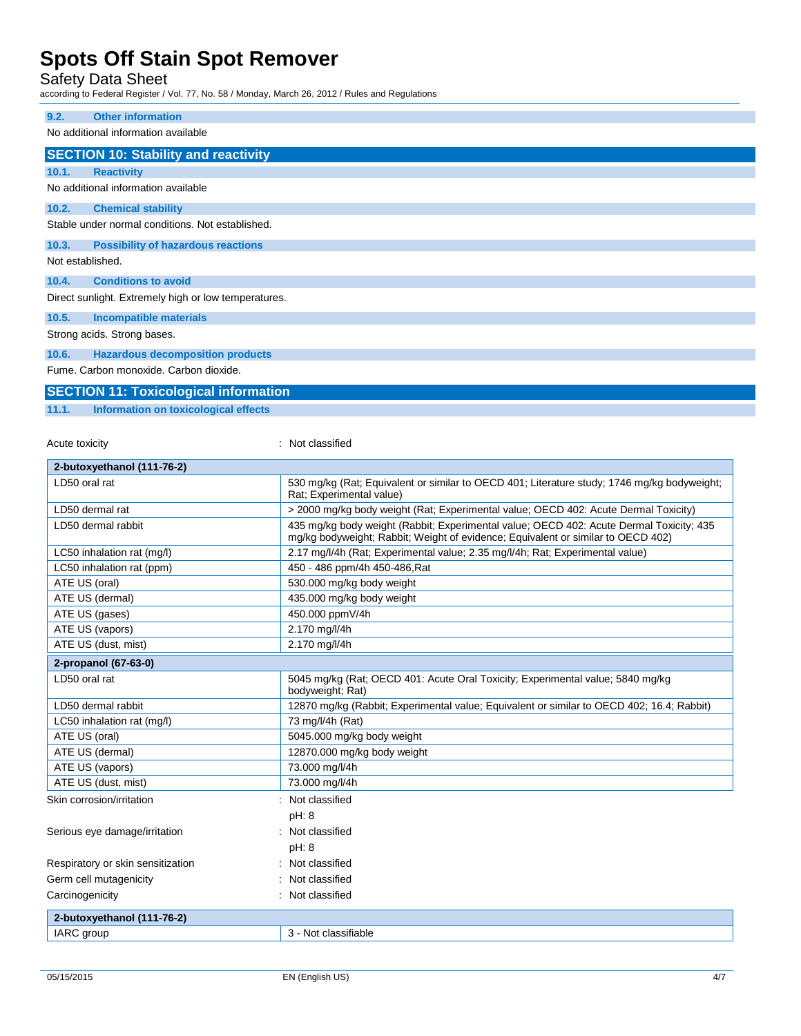### 9.2. Other information

No additional information available

## SECTION 10: Stability and reactivity

### 10.1. Reactivity

No additional information available

### 10.2. Chemical stability

Stable under normal conditions. Not established.

### 10.3. Possibility of hazardous reactions

Not established.

### 10.4. Conditions to avoid

Direct sunlight. Extremely high or low temperatures.

### 10.5. Incompatible materials

Strong acids. Strong bases.

### 10.6. Hazardous decomposition products

Fume. Carbon monoxide. Carbon dioxide.

## SECTION 11: Toxicological information

### 11.1. Information on toxicological effects

Acute toxicity : Not classified

| 2-butoxyethanol (111-76-2) | |
|---|---|
| LD50 oral rat | 530 mg/kg (Rat; Equivalent or similar to OECD 401; Literature study; 1746 mg/kg bodyweight; Rat; Experimental value) |
| LD50 dermal rat | > 2000 mg/kg body weight (Rat; Experimental value; OECD 402: Acute Dermal Toxicity) |
| LD50 dermal rabbit | 435 mg/kg body weight (Rabbit; Experimental value; OECD 402: Acute Dermal Toxicity; 435 mg/kg bodyweight; Rabbit; Weight of evidence; Equivalent or similar to OECD 402) |
| LC50 inhalation rat (mg/l) | 2.17 mg/l/4h (Rat; Experimental value; 2.35 mg/l/4h; Rat; Experimental value) |
| LC50 inhalation rat (ppm) | 450 - 486 ppm/4h 450-486,Rat |
| ATE US (oral) | 530.000 mg/kg body weight |
| ATE US (dermal) | 435.000 mg/kg body weight |
| ATE US (gases) | 450.000 ppmV/4h |
| ATE US (vapors) | 2.170 mg/l/4h |
| ATE US (dust, mist) | 2.170 mg/l/4h |

| 2-propanol (67-63-0) | |
|---|---|
| LD50 oral rat | 5045 mg/kg (Rat; OECD 401: Acute Oral Toxicity; Experimental value; 5840 mg/kg bodyweight; Rat) |
| LD50 dermal rabbit | 12870 mg/kg (Rabbit; Experimental value; Equivalent or similar to OECD 402; 16.4; Rabbit) |
| LC50 inhalation rat (mg/l) | 73 mg/l/4h (Rat) |
| ATE US (oral) | 5045.000 mg/kg body weight |
| ATE US (dermal) | 12870.000 mg/kg body weight |
| ATE US (vapors) | 73.000 mg/l/4h |
| ATE US (dust, mist) | 73.000 mg/l/4h |

Skin corrosion/irritation : Not classified

pH: 8

Serious eye damage/irritation : Not classified

pH: 8

Respiratory or skin sensitization : Not classified

Germ cell mutagenicity : Not classified

Carcinogenicity : Not classified

| 2-butoxyethanol (111-76-2) | |
|---|---|
| IARC group | 3 - Not classifiable |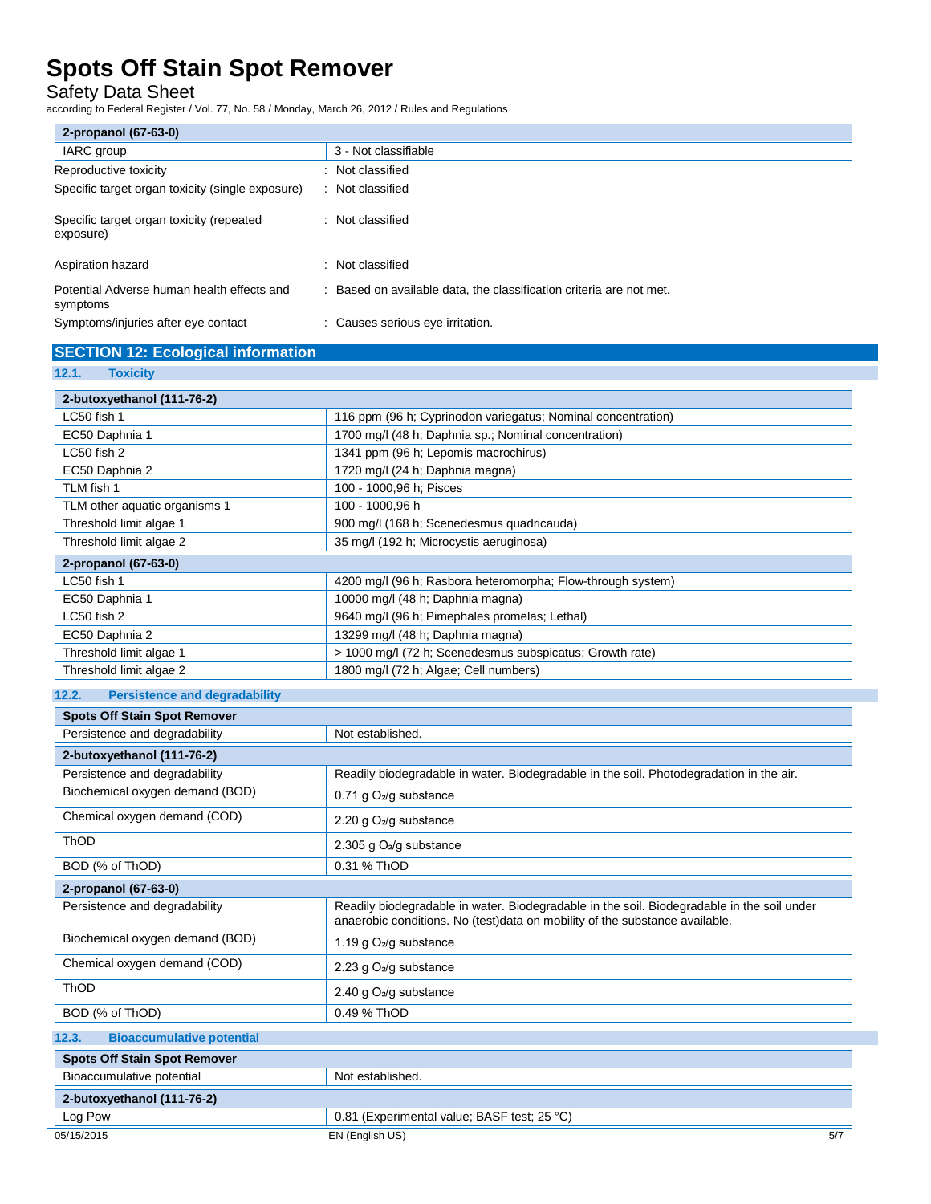| 2-propanol (67-63-0) | |
|---|---|
| IARC group | 3 - Not classifiable |

| | |
|---|---|
| Reproductive toxicity | : Not classified |
| Specific target organ toxicity (single exposure) | : Not classified |
| Specific target organ toxicity (repeated exposure) | : Not classified |
| Aspiration hazard | : Not classified |
| Potential Adverse human health effects and symptoms | : Based on available data, the classification criteria are not met. |
| Symptoms/injuries after eye contact | : Causes serious eye irritation. |

## SECTION 12: Ecological information

### 12.1. Toxicity

| 2-butoxyethanol (111-76-2) | |
|---|---|
| LC50 fish 1 | 116 ppm (96 h; Cyprinodon variegatus; Nominal concentration) |
| EC50 Daphnia 1 | 1700 mg/l (48 h; Daphnia sp.; Nominal concentration) |
| LC50 fish 2 | 1341 ppm (96 h; Lepomis macrochirus) |
| EC50 Daphnia 2 | 1720 mg/l (24 h; Daphnia magna) |
| TLM fish 1 | 100 - 1000,96 h; Pisces |
| TLM other aquatic organisms 1 | 100 - 1000,96 h |
| Threshold limit algae 1 | 900 mg/l (168 h; Scenedesmus quadricauda) |
| Threshold limit algae 2 | 35 mg/l (192 h; Microcystis aeruginosa) |
| **2-propanol (67-63-0)** | |
| LC50 fish 1 | 4200 mg/l (96 h; Rasbora heteromorpha; Flow-through system) |
| EC50 Daphnia 1 | 10000 mg/l (48 h; Daphnia magna) |
| LC50 fish 2 | 9640 mg/l (96 h; Pimephales promelas; Lethal) |
| EC50 Daphnia 2 | 13299 mg/l (48 h; Daphnia magna) |
| Threshold limit algae 1 | > 1000 mg/l (72 h; Scenedesmus subspicatus; Growth rate) |
| Threshold limit algae 2 | 1800 mg/l (72 h; Algae; Cell numbers) |

### 12.2. Persistence and degradability

| Spots Off Stain Spot Remover | |
|---|---|
| Persistence and degradability | Not established. |
| **2-butoxyethanol (111-76-2)** | |
| Persistence and degradability | Readily biodegradable in water. Biodegradable in the soil. Photodegradation in the air. |
| Biochemical oxygen demand (BOD) | 0.71 g $O_2$/g substance |
| Chemical oxygen demand (COD) | 2.20 g $O_2$/g substance |
| ThOD | 2.305 g $O_2$/g substance |
| BOD (% of ThOD) | 0.31 % ThOD |
| **2-propanol (67-63-0)** | |
| Persistence and degradability | Readily biodegradable in water. Biodegradable in the soil. Biodegradable in the soil under anaerobic conditions. No (test)data on mobility of the substance available. |
| Biochemical oxygen demand (BOD) | 1.19 g $O_2$/g substance |
| Chemical oxygen demand (COD) | 2.23 g $O_2$/g substance |
| ThOD | 2.40 g $O_2$/g substance |
| BOD (% of ThOD) | 0.49 % ThOD |

### 12.3. Bioaccumulative potential

| Spots Off Stain Spot Remover | |
|---|---|
| Bioaccumulative potential | Not established. |
| **2-butoxyethanol (111-76-2)** | |
| Log Pow | 0.81 (Experimental value; BASF test; 25 °C) |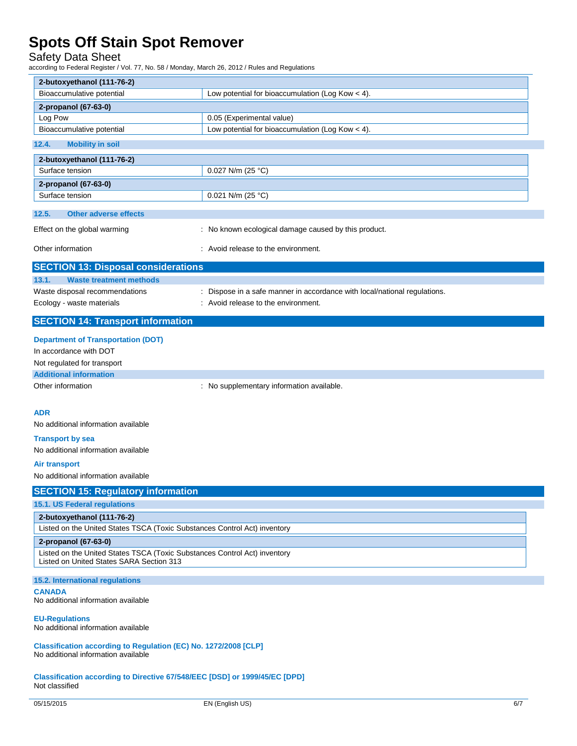| 2-butoxyethanol (111-76-2) | |
|---|---|
| Bioaccumulative potential | Low potential for bioaccumulation (Log Kow < 4). |

| 2-propanol (67-63-0) | |
|---|---|
| Log Pow | 0.05 (Experimental value) |
| Bioaccumulative potential | Low potential for bioaccumulation (Log Kow < 4). |

### 12.4. Mobility in soil

| 2-butoxyethanol (111-76-2) | |
|---|---|
| Surface tension | 0.027 N/m (25 °C) |

| 2-propanol (67-63-0) | |
|---|---|
| Surface tension | 0.021 N/m (25 °C) |

### 12.5. Other adverse effects

Effect on the global warming : No known ecological damage caused by this product.

Other information : Avoid release to the environment.

## SECTION 13: Disposal considerations

### 13.1. Waste treatment methods

Waste disposal recommendations : Dispose in a safe manner in accordance with local/national regulations.

Ecology - waste materials : Avoid release to the environment.

## SECTION 14: Transport information

**Department of Transportation (DOT)**

In accordance with DOT

Not regulated for transport

**Additional information**

Other information : No supplementary information available.

**ADR**

No additional information available

**Transport by sea**

No additional information available

**Air transport**

No additional information available

## SECTION 15: Regulatory information

### 15.1. US Federal regulations

| 2-butoxyethanol (111-76-2) |
|---|
| Listed on the United States TSCA (Toxic Substances Control Act) inventory |

| 2-propanol (67-63-0) |
|---|
| Listed on the United States TSCA (Toxic Substances Control Act) inventory<br>Listed on United States SARA Section 313 |

### 15.2. International regulations

**CANADA**

No additional information available

**EU-Regulations**

No additional information available

**Classification according to Regulation (EC) No. 1272/2008 [CLP]**

No additional information available

**Classification according to Directive 67/548/EEC [DSD] or 1999/45/EC [DPD]**

Not classified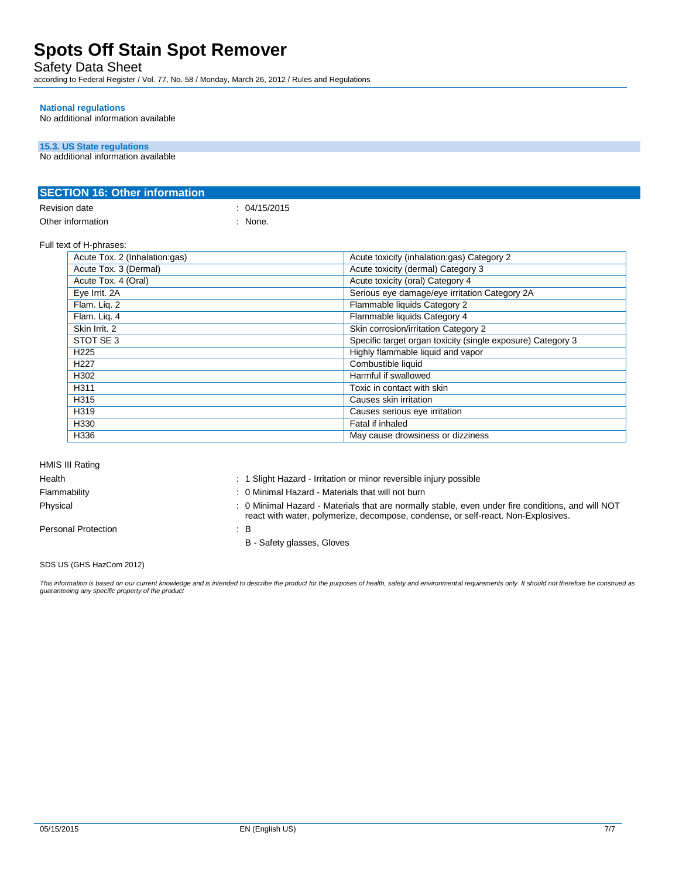### National regulations

No additional information available

### 15.3. US State regulations

No additional information available

## SECTION 16: Other information

| | |
|---|---|
| Revision date | : 04/15/2015 |
| Other information | : None. |

Full text of H-phrases:

| | |
|---|---|
| Acute Tox. 2 (Inhalation:gas) | Acute toxicity (inhalation:gas) Category 2 |
| Acute Tox. 3 (Dermal) | Acute toxicity (dermal) Category 3 |
| Acute Tox. 4 (Oral) | Acute toxicity (oral) Category 4 |
| Eye Irrit. 2A | Serious eye damage/eye irritation Category 2A |
| Flam. Liq. 2 | Flammable liquids Category 2 |
| Flam. Liq. 4 | Flammable liquids Category 4 |
| Skin Irrit. 2 | Skin corrosion/irritation Category 2 |
| STOT SE 3 | Specific target organ toxicity (single exposure) Category 3 |
| H225 | Highly flammable liquid and vapor |
| H227 | Combustible liquid |
| H302 | Harmful if swallowed |
| H311 | Toxic in contact with skin |
| H315 | Causes skin irritation |
| H319 | Causes serious eye irritation |
| H330 | Fatal if inhaled |
| H336 | May cause drowsiness or dizziness |

HMIS III Rating

| | |
|---|---|
| Health | : 1 Slight Hazard - Irritation or minor reversible injury possible |
| Flammability | : 0 Minimal Hazard - Materials that will not burn |
| Physical | : 0 Minimal Hazard - Materials that are normally stable, even under fire conditions, and will NOT react with water, polymerize, decompose, condense, or self-react. Non-Explosives. |
| Personal Protection | : B |
| | B - Safety glasses, Gloves |

SDS US (GHS HazCom 2012)

*This information is based on our current knowledge and is intended to describe the product for the purposes of health, safety and environmental requirements only. It should not therefore be construed as guaranteeing any specific property of the product*